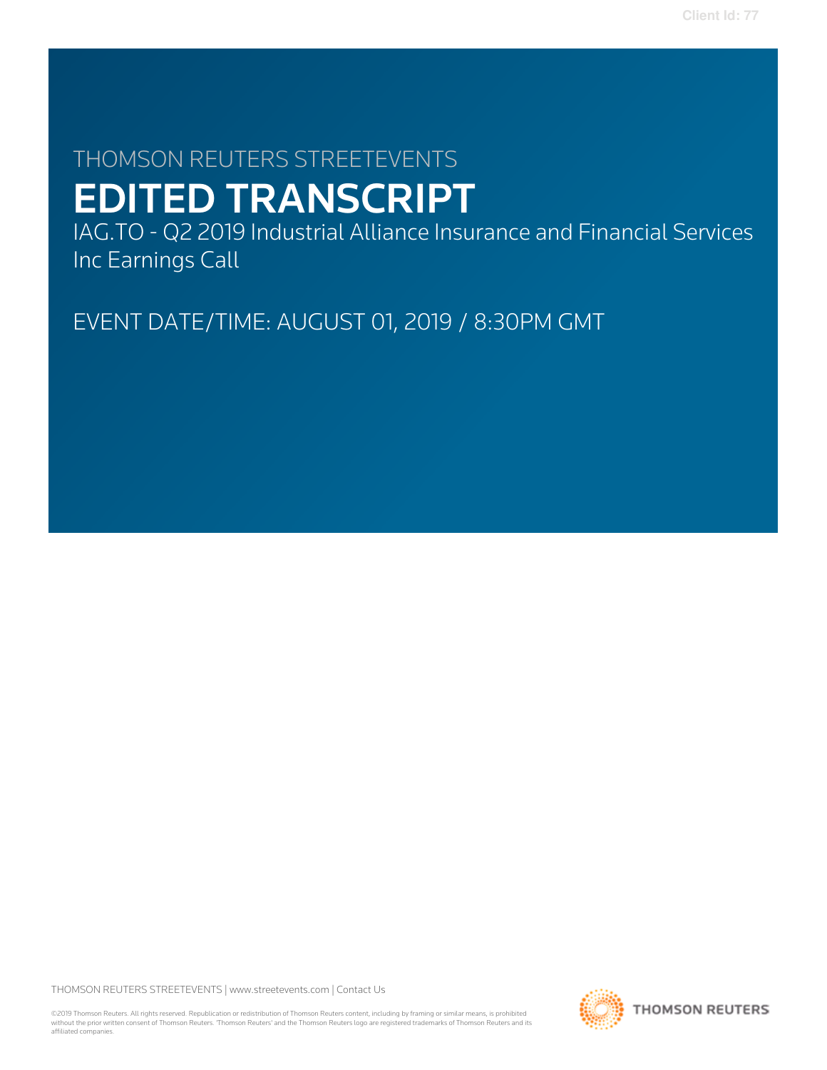THOMSON REUTERS STREETEVENTS

# EDITED TRANSCRIPT

IAG.TO - Q2 2019 Industrial Alliance Insurance and Financial Services Inc Earnings Call

EVENT DATE/TIME: AUGUST 01, 2019 / 8:30PM GMT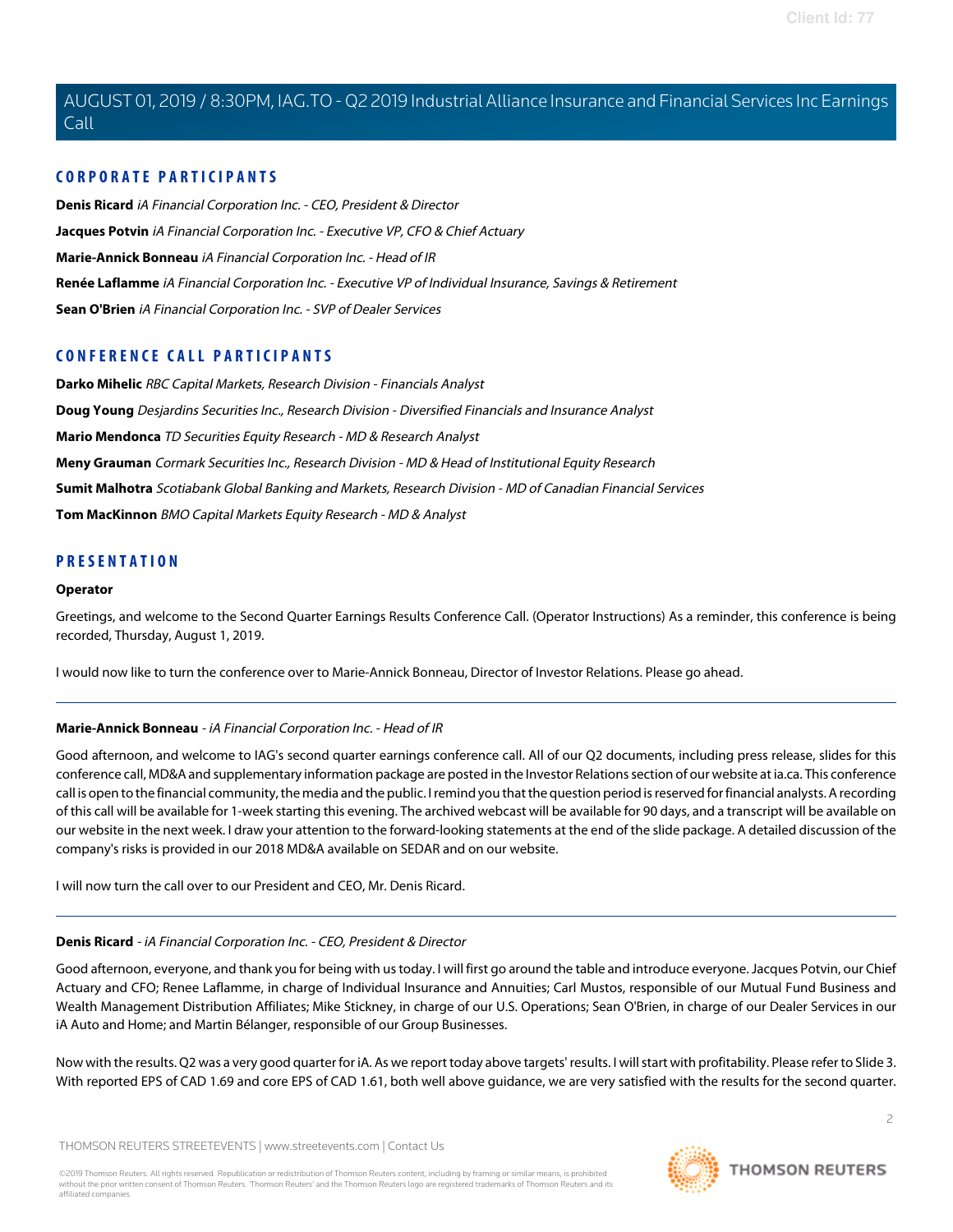## CORPORATE PARTICIPANTS

**Denis Ricard** *iA Financial Corporation Inc. - CEO, President & Director*

**Jacques Potvin** *iA Financial Corporation Inc. - Executive VP, CFO & Chief Actuary*

**Marie-Annick Bonneau** *iA Financial Corporation Inc. - Head of IR*

**Renée Laflamme** *iA Financial Corporation Inc. - Executive VP of Individual Insurance, Savings & Retirement*

**Sean O'Brien** *iA Financial Corporation Inc. - SVP of Dealer Services*

## CONFERENCE CALL PARTICIPANTS

**Darko Mihelic** *RBC Capital Markets, Research Division - Financials Analyst*

**Doug Young** *Desjardins Securities Inc., Research Division - Diversified Financials and Insurance Analyst*

**Mario Mendonca** *TD Securities Equity Research - MD & Research Analyst*

**Meny Grauman** *Cormark Securities Inc., Research Division - MD & Head of Institutional Equity Research*

**Sumit Malhotra** *Scotiabank Global Banking and Markets, Research Division - MD of Canadian Financial Services*

**Tom MacKinnon** *BMO Capital Markets Equity Research - MD & Analyst*

## PRESENTATION

**Operator**

Greetings, and welcome to the Second Quarter Earnings Results Conference Call. (Operator Instructions) As a reminder, this conference is being recorded, Thursday, August 1, 2019.

I would now like to turn the conference over to Marie-Annick Bonneau, Director of Investor Relations. Please go ahead.

---

**Marie-Annick Bonneau** - *iA Financial Corporation Inc. - Head of IR*

Good afternoon, and welcome to IAG's second quarter earnings conference call. All of our Q2 documents, including press release, slides for this conference call, MD&A and supplementary information package are posted in the Investor Relations section of our website at ia.ca. This conference call is open to the financial community, the media and the public. I remind you that the question period is reserved for financial analysts. A recording of this call will be available for 1-week starting this evening. The archived webcast will be available for 90 days, and a transcript will be available on our website in the next week. I draw your attention to the forward-looking statements at the end of the slide package. A detailed discussion of the company's risks is provided in our 2018 MD&A available on SEDAR and on our website.

I will now turn the call over to our President and CEO, Mr. Denis Ricard.

---

**Denis Ricard** - *iA Financial Corporation Inc. - CEO, President & Director*

Good afternoon, everyone, and thank you for being with us today. I will first go around the table and introduce everyone. Jacques Potvin, our Chief Actuary and CFO; Renee Laflamme, in charge of Individual Insurance and Annuities; Carl Mustos, responsible of our Mutual Fund Business and Wealth Management Distribution Affiliates; Mike Stickney, in charge of our U.S. Operations; Sean O'Brien, in charge of our Dealer Services in our iA Auto and Home; and Martin Bélanger, responsible of our Group Businesses.

Now with the results. Q2 was a very good quarter for iA. As we report today above targets' results. I will start with profitability. Please refer to Slide 3. With reported EPS of CAD 1.69 and core EPS of CAD 1.61, both well above guidance, we are very satisfied with the results for the second quarter.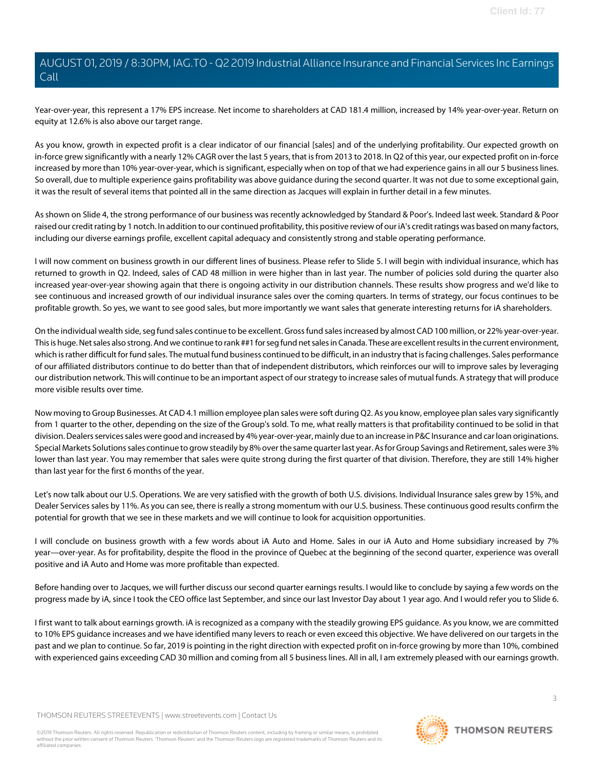Year-over-year, this represent a 17% EPS increase. Net income to shareholders at CAD 181.4 million, increased by 14% year-over-year. Return on equity at 12.6% is also above our target range.

As you know, growth in expected profit is a clear indicator of our financial [sales] and of the underlying profitability. Our expected growth on in-force grew significantly with a nearly 12% CAGR over the last 5 years, that is from 2013 to 2018. In Q2 of this year, our expected profit on in-force increased by more than 10% year-over-year, which is significant, especially when on top of that we had experience gains in all our 5 business lines. So overall, due to multiple experience gains profitability was above guidance during the second quarter. It was not due to some exceptional gain, it was the result of several items that pointed all in the same direction as Jacques will explain in further detail in a few minutes.

As shown on Slide 4, the strong performance of our business was recently acknowledged by Standard & Poor's. Indeed last week. Standard & Poor raised our credit rating by 1 notch. In addition to our continued profitability, this positive review of our iA's credit ratings was based on many factors, including our diverse earnings profile, excellent capital adequacy and consistently strong and stable operating performance.

I will now comment on business growth in our different lines of business. Please refer to Slide 5. I will begin with individual insurance, which has returned to growth in Q2. Indeed, sales of CAD 48 million in were higher than in last year. The number of policies sold during the quarter also increased year-over-year showing again that there is ongoing activity in our distribution channels. These results show progress and we'd like to see continuous and increased growth of our individual insurance sales over the coming quarters. In terms of strategy, our focus continues to be profitable growth. So yes, we want to see good sales, but more importantly we want sales that generate interesting returns for iA shareholders.

On the individual wealth side, seg fund sales continue to be excellent. Gross fund sales increased by almost CAD 100 million, or 22% year-over-year. This is huge. Net sales also strong. And we continue to rank ##1 for seg fund net sales in Canada. These are excellent results in the current environment, which is rather difficult for fund sales. The mutual fund business continued to be difficult, in an industry that is facing challenges. Sales performance of our affiliated distributors continue to do better than that of independent distributors, which reinforces our will to improve sales by leveraging our distribution network. This will continue to be an important aspect of our strategy to increase sales of mutual funds. A strategy that will produce more visible results over time.

Now moving to Group Businesses. At CAD 4.1 million employee plan sales were soft during Q2. As you know, employee plan sales vary significantly from 1 quarter to the other, depending on the size of the Group's sold. To me, what really matters is that profitability continued to be solid in that division. Dealers services sales were good and increased by 4% year-over-year, mainly due to an increase in P&C Insurance and car loan originations. Special Markets Solutions sales continue to grow steadily by 8% over the same quarter last year. As for Group Savings and Retirement, sales were 3% lower than last year. You may remember that sales were quite strong during the first quarter of that division. Therefore, they are still 14% higher than last year for the first 6 months of the year.

Let's now talk about our U.S. Operations. We are very satisfied with the growth of both U.S. divisions. Individual Insurance sales grew by 15%, and Dealer Services sales by 11%. As you can see, there is really a strong momentum with our U.S. business. These continuous good results confirm the potential for growth that we see in these markets and we will continue to look for acquisition opportunities.

I will conclude on business growth with a few words about iA Auto and Home. Sales in our iA Auto and Home subsidiary increased by 7% year—over-year. As for profitability, despite the flood in the province of Quebec at the beginning of the second quarter, experience was overall positive and iA Auto and Home was more profitable than expected.

Before handing over to Jacques, we will further discuss our second quarter earnings results. I would like to conclude by saying a few words on the progress made by iA, since I took the CEO office last September, and since our last Investor Day about 1 year ago. And I would refer you to Slide 6.

I first want to talk about earnings growth. iA is recognized as a company with the steadily growing EPS guidance. As you know, we are committed to 10% EPS guidance increases and we have identified many levers to reach or even exceed this objective. We have delivered on our targets in the past and we plan to continue. So far, 2019 is pointing in the right direction with expected profit on in-force growing by more than 10%, combined with experienced gains exceeding CAD 30 million and coming from all 5 business lines. All in all, I am extremely pleased with our earnings growth.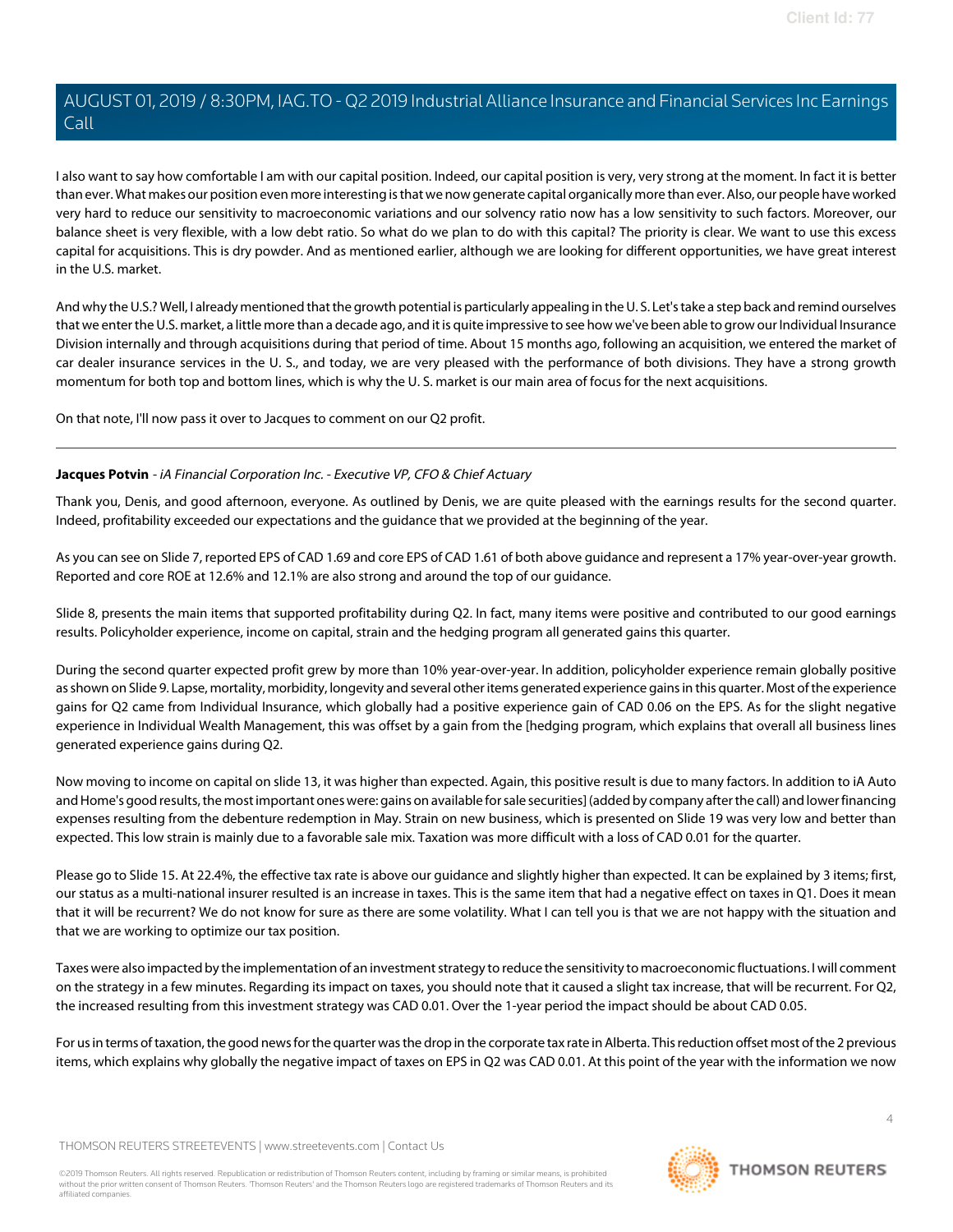I also want to say how comfortable I am with our capital position. Indeed, our capital position is very, very strong at the moment. In fact it is better than ever. What makes our position even more interesting is that we now generate capital organically more than ever. Also, our people have worked very hard to reduce our sensitivity to macroeconomic variations and our solvency ratio now has a low sensitivity to such factors. Moreover, our balance sheet is very flexible, with a low debt ratio. So what do we plan to do with this capital? The priority is clear. We want to use this excess capital for acquisitions. This is dry powder. And as mentioned earlier, although we are looking for different opportunities, we have great interest in the U.S. market.

And why the U.S.? Well, I already mentioned that the growth potential is particularly appealing in the U. S. Let's take a step back and remind ourselves that we enter the U.S. market, a little more than a decade ago, and it is quite impressive to see how we've been able to grow our Individual Insurance Division internally and through acquisitions during that period of time. About 15 months ago, following an acquisition, we entered the market of car dealer insurance services in the U. S., and today, we are very pleased with the performance of both divisions. They have a strong growth momentum for both top and bottom lines, which is why the U. S. market is our main area of focus for the next acquisitions.

On that note, I'll now pass it over to Jacques to comment on our Q2 profit.

---

**Jacques Potvin** - *iA Financial Corporation Inc. - Executive VP, CFO & Chief Actuary*

Thank you, Denis, and good afternoon, everyone. As outlined by Denis, we are quite pleased with the earnings results for the second quarter. Indeed, profitability exceeded our expectations and the guidance that we provided at the beginning of the year.

As you can see on Slide 7, reported EPS of CAD 1.69 and core EPS of CAD 1.61 of both above guidance and represent a 17% year-over-year growth. Reported and core ROE at 12.6% and 12.1% are also strong and around the top of our guidance.

Slide 8, presents the main items that supported profitability during Q2. In fact, many items were positive and contributed to our good earnings results. Policyholder experience, income on capital, strain and the hedging program all generated gains this quarter.

During the second quarter expected profit grew by more than 10% year-over-year. In addition, policyholder experience remain globally positive as shown on Slide 9. Lapse, mortality, morbidity, longevity and several other items generated experience gains in this quarter. Most of the experience gains for Q2 came from Individual Insurance, which globally had a positive experience gain of CAD 0.06 on the EPS. As for the slight negative experience in Individual Wealth Management, this was offset by a gain from the [hedging program, which explains that overall all business lines generated experience gains during Q2.

Now moving to income on capital on slide 13, it was higher than expected. Again, this positive result is due to many factors. In addition to iA Auto and Home's good results, the most important ones were: gains on available for sale securities] (added by company after the call) and lower financing expenses resulting from the debenture redemption in May. Strain on new business, which is presented on Slide 19 was very low and better than expected. This low strain is mainly due to a favorable sale mix. Taxation was more difficult with a loss of CAD 0.01 for the quarter.

Please go to Slide 15. At 22.4%, the effective tax rate is above our guidance and slightly higher than expected. It can be explained by 3 items; first, our status as a multi-national insurer resulted is an increase in taxes. This is the same item that had a negative effect on taxes in Q1. Does it mean that it will be recurrent? We do not know for sure as there are some volatility. What I can tell you is that we are not happy with the situation and that we are working to optimize our tax position.

Taxes were also impacted by the implementation of an investment strategy to reduce the sensitivity to macroeconomic fluctuations. I will comment on the strategy in a few minutes. Regarding its impact on taxes, you should note that it caused a slight tax increase, that will be recurrent. For Q2, the increased resulting from this investment strategy was CAD 0.01. Over the 1-year period the impact should be about CAD 0.05.

For us in terms of taxation, the good news for the quarter was the drop in the corporate tax rate in Alberta. This reduction offset most of the 2 previous items, which explains why globally the negative impact of taxes on EPS in Q2 was CAD 0.01. At this point of the year with the information we now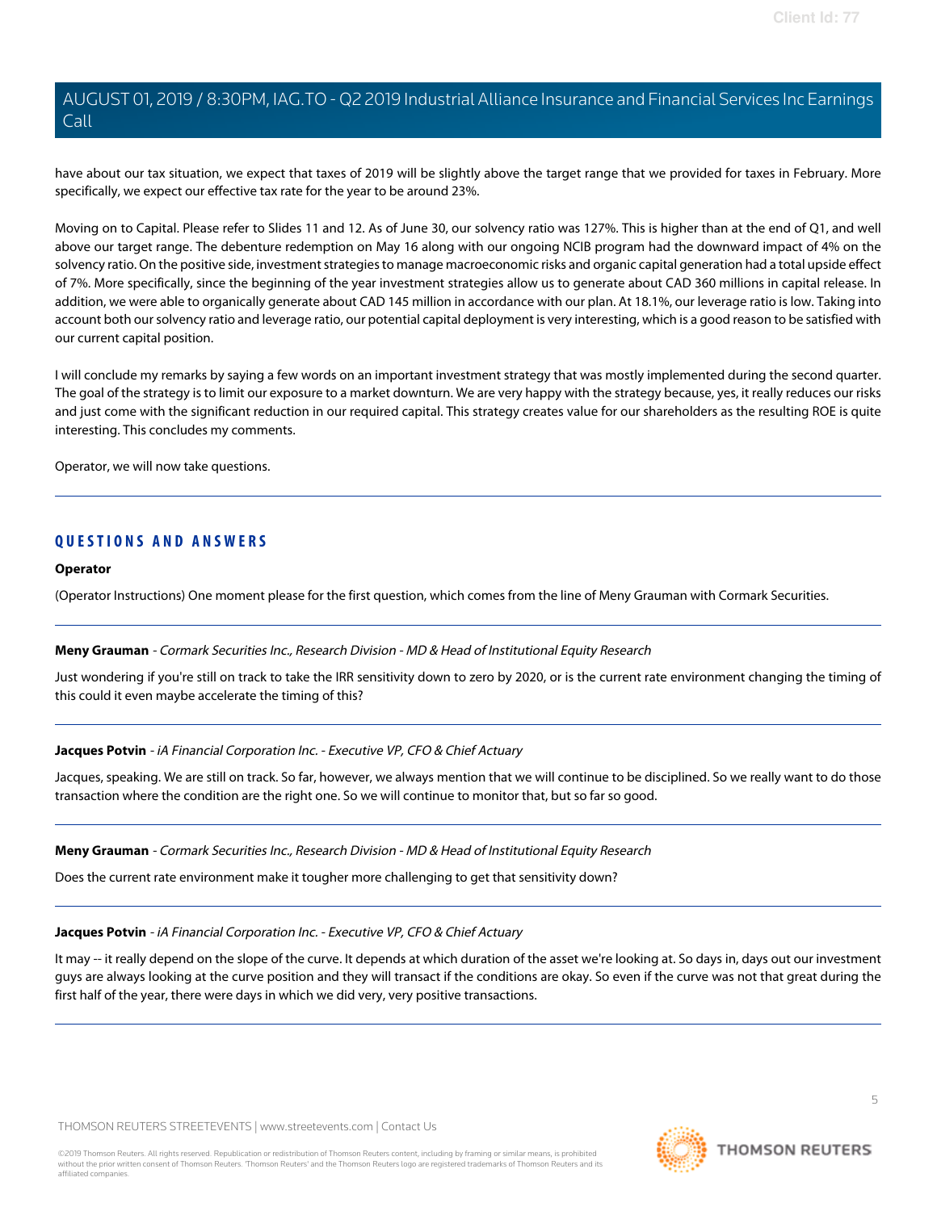have about our tax situation, we expect that taxes of 2019 will be slightly above the target range that we provided for taxes in February. More specifically, we expect our effective tax rate for the year to be around 23%.

Moving on to Capital. Please refer to Slides 11 and 12. As of June 30, our solvency ratio was 127%. This is higher than at the end of Q1, and well above our target range. The debenture redemption on May 16 along with our ongoing NCIB program had the downward impact of 4% on the solvency ratio. On the positive side, investment strategies to manage macroeconomic risks and organic capital generation had a total upside effect of 7%. More specifically, since the beginning of the year investment strategies allow us to generate about CAD 360 millions in capital release. In addition, we were able to organically generate about CAD 145 million in accordance with our plan. At 18.1%, our leverage ratio is low. Taking into account both our solvency ratio and leverage ratio, our potential capital deployment is very interesting, which is a good reason to be satisfied with our current capital position.

I will conclude my remarks by saying a few words on an important investment strategy that was mostly implemented during the second quarter. The goal of the strategy is to limit our exposure to a market downturn. We are very happy with the strategy because, yes, it really reduces our risks and just come with the significant reduction in our required capital. This strategy creates value for our shareholders as the resulting ROE is quite interesting. This concludes my comments.

Operator, we will now take questions.

---

## QUESTIONS AND ANSWERS

**Operator**

(Operator Instructions) One moment please for the first question, which comes from the line of Meny Grauman with Cormark Securities.

---

**Meny Grauman** - *Cormark Securities Inc., Research Division - MD & Head of Institutional Equity Research*

Just wondering if you're still on track to take the IRR sensitivity down to zero by 2020, or is the current rate environment changing the timing of this could it even maybe accelerate the timing of this?

---

**Jacques Potvin** - *iA Financial Corporation Inc. - Executive VP, CFO & Chief Actuary*

Jacques, speaking. We are still on track. So far, however, we always mention that we will continue to be disciplined. So we really want to do those transaction where the condition are the right one. So we will continue to monitor that, but so far so good.

---

**Meny Grauman** - *Cormark Securities Inc., Research Division - MD & Head of Institutional Equity Research*

Does the current rate environment make it tougher more challenging to get that sensitivity down?

---

**Jacques Potvin** - *iA Financial Corporation Inc. - Executive VP, CFO & Chief Actuary*

It may -- it really depend on the slope of the curve. It depends at which duration of the asset we're looking at. So days in, days out our investment guys are always looking at the curve position and they will transact if the conditions are okay. So even if the curve was not that great during the first half of the year, there were days in which we did very, very positive transactions.

---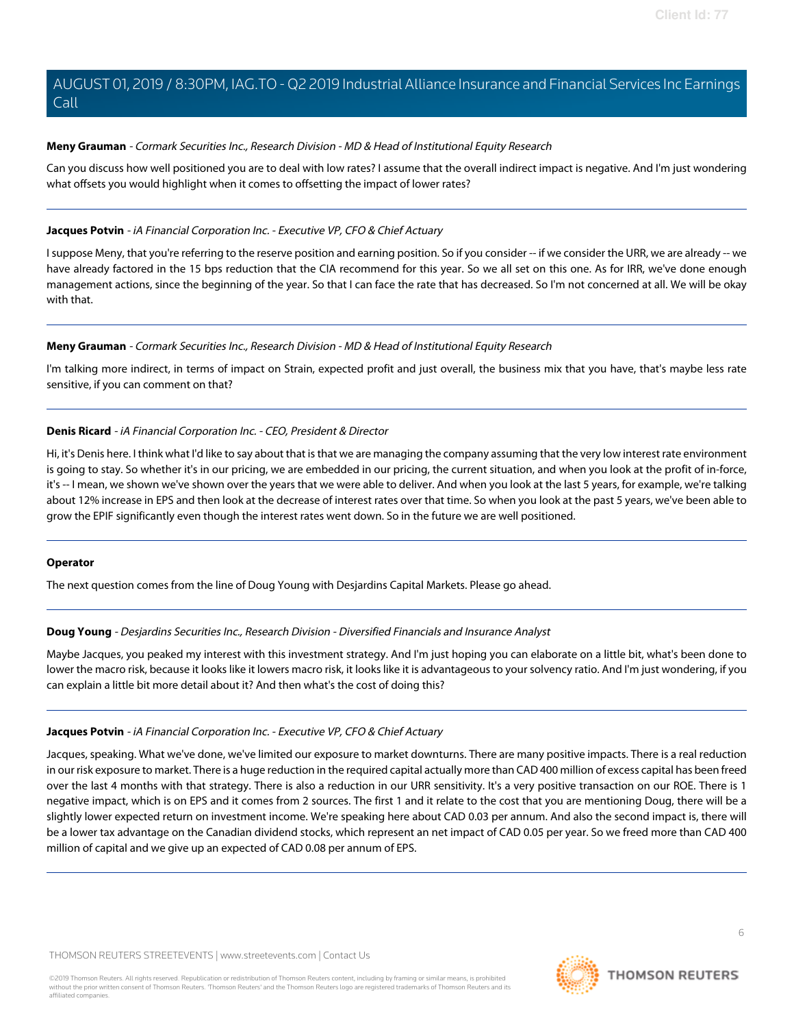**Meny Grauman** - *Cormark Securities Inc., Research Division - MD & Head of Institutional Equity Research*

Can you discuss how well positioned you are to deal with low rates? I assume that the overall indirect impact is negative. And I'm just wondering what offsets you would highlight when it comes to offsetting the impact of lower rates?

---

**Jacques Potvin** - *iA Financial Corporation Inc. - Executive VP, CFO & Chief Actuary*

I suppose Meny, that you're referring to the reserve position and earning position. So if you consider -- if we consider the URR, we are already -- we have already factored in the 15 bps reduction that the CIA recommend for this year. So we all set on this one. As for IRR, we've done enough management actions, since the beginning of the year. So that I can face the rate that has decreased. So I'm not concerned at all. We will be okay with that.

---

**Meny Grauman** - *Cormark Securities Inc., Research Division - MD & Head of Institutional Equity Research*

I'm talking more indirect, in terms of impact on Strain, expected profit and just overall, the business mix that you have, that's maybe less rate sensitive, if you can comment on that?

---

**Denis Ricard** - *iA Financial Corporation Inc. - CEO, President & Director*

Hi, it's Denis here. I think what I'd like to say about that is that we are managing the company assuming that the very low interest rate environment is going to stay. So whether it's in our pricing, we are embedded in our pricing, the current situation, and when you look at the profit of in-force, it's -- I mean, we shown we've shown over the years that we were able to deliver. And when you look at the last 5 years, for example, we're talking about 12% increase in EPS and then look at the decrease of interest rates over that time. So when you look at the past 5 years, we've been able to grow the EPIF significantly even though the interest rates went down. So in the future we are well positioned.

---

**Operator**

The next question comes from the line of Doug Young with Desjardins Capital Markets. Please go ahead.

---

**Doug Young** - *Desjardins Securities Inc., Research Division - Diversified Financials and Insurance Analyst*

Maybe Jacques, you peaked my interest with this investment strategy. And I'm just hoping you can elaborate on a little bit, what's been done to lower the macro risk, because it looks like it lowers macro risk, it looks like it is advantageous to your solvency ratio. And I'm just wondering, if you can explain a little bit more detail about it? And then what's the cost of doing this?

---

**Jacques Potvin** - *iA Financial Corporation Inc. - Executive VP, CFO & Chief Actuary*

Jacques, speaking. What we've done, we've limited our exposure to market downturns. There are many positive impacts. There is a real reduction in our risk exposure to market. There is a huge reduction in the required capital actually more than CAD 400 million of excess capital has been freed over the last 4 months with that strategy. There is also a reduction in our URR sensitivity. It's a very positive transaction on our ROE. There is 1 negative impact, which is on EPS and it comes from 2 sources. The first 1 and it relate to the cost that you are mentioning Doug, there will be a slightly lower expected return on investment income. We're speaking here about CAD 0.03 per annum. And also the second impact is, there will be a lower tax advantage on the Canadian dividend stocks, which represent an net impact of CAD 0.05 per year. So we freed more than CAD 400 million of capital and we give up an expected of CAD 0.08 per annum of EPS.

---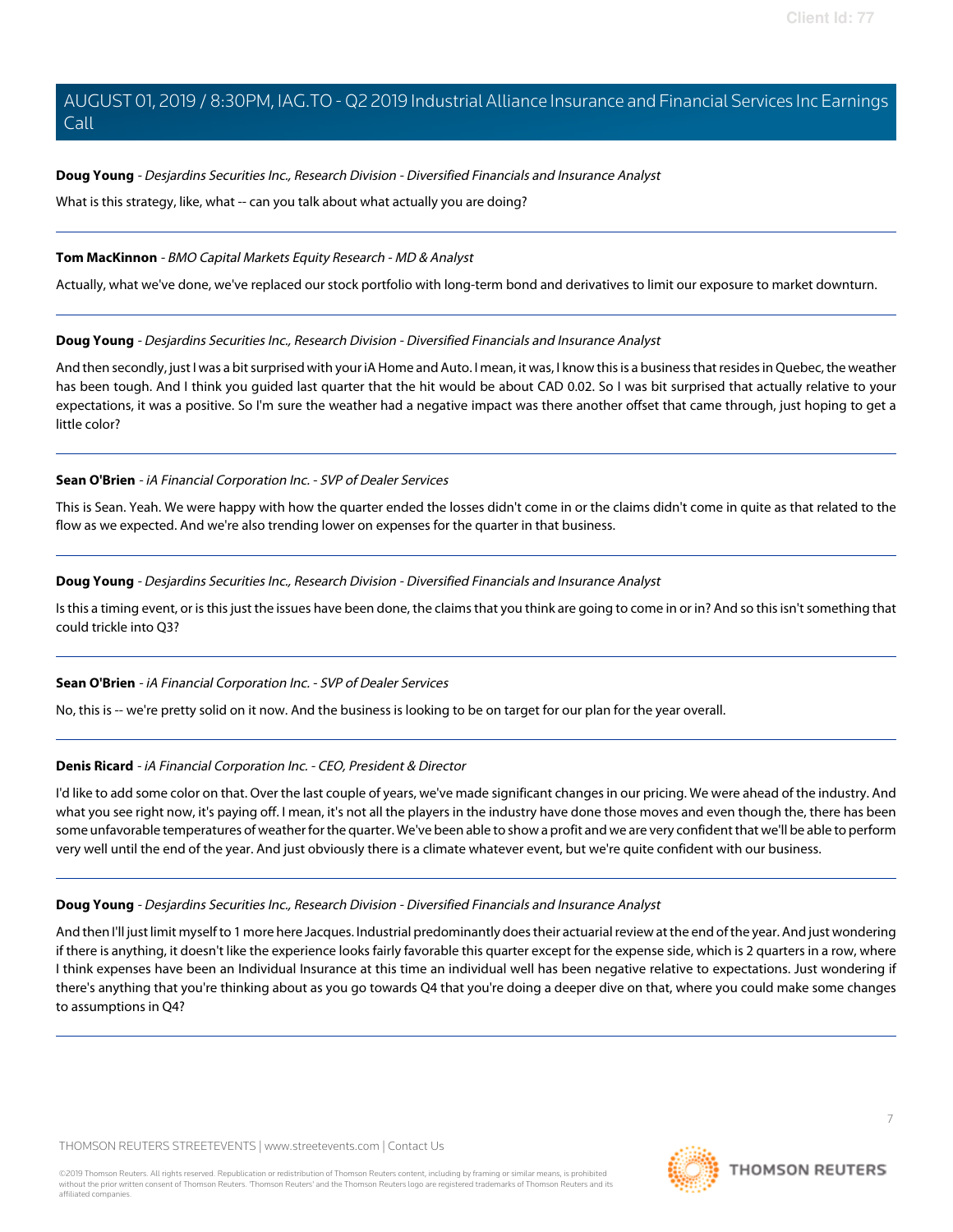**Doug Young** - *Desjardins Securities Inc., Research Division - Diversified Financials and Insurance Analyst*

What is this strategy, like, what -- can you talk about what actually you are doing?

---

**Tom MacKinnon** - *BMO Capital Markets Equity Research - MD & Analyst*

Actually, what we've done, we've replaced our stock portfolio with long-term bond and derivatives to limit our exposure to market downturn.

---

**Doug Young** - *Desjardins Securities Inc., Research Division - Diversified Financials and Insurance Analyst*

And then secondly, just I was a bit surprised with your iA Home and Auto. I mean, it was, I know this is a business that resides in Quebec, the weather has been tough. And I think you guided last quarter that the hit would be about CAD 0.02. So I was bit surprised that actually relative to your expectations, it was a positive. So I'm sure the weather had a negative impact was there another offset that came through, just hoping to get a little color?

---

**Sean O'Brien** - *iA Financial Corporation Inc. - SVP of Dealer Services*

This is Sean. Yeah. We were happy with how the quarter ended the losses didn't come in or the claims didn't come in quite as that related to the flow as we expected. And we're also trending lower on expenses for the quarter in that business.

---

**Doug Young** - *Desjardins Securities Inc., Research Division - Diversified Financials and Insurance Analyst*

Is this a timing event, or is this just the issues have been done, the claims that you think are going to come in or in? And so this isn't something that could trickle into Q3?

---

**Sean O'Brien** - *iA Financial Corporation Inc. - SVP of Dealer Services*

No, this is -- we're pretty solid on it now. And the business is looking to be on target for our plan for the year overall.

---

**Denis Ricard** - *iA Financial Corporation Inc. - CEO, President & Director*

I'd like to add some color on that. Over the last couple of years, we've made significant changes in our pricing. We were ahead of the industry. And what you see right now, it's paying off. I mean, it's not all the players in the industry have done those moves and even though the, there has been some unfavorable temperatures of weather for the quarter. We've been able to show a profit and we are very confident that we'll be able to perform very well until the end of the year. And just obviously there is a climate whatever event, but we're quite confident with our business.

---

**Doug Young** - *Desjardins Securities Inc., Research Division - Diversified Financials and Insurance Analyst*

And then I'll just limit myself to 1 more here Jacques. Industrial predominantly does their actuarial review at the end of the year. And just wondering if there is anything, it doesn't like the experience looks fairly favorable this quarter except for the expense side, which is 2 quarters in a row, where I think expenses have been an Individual Insurance at this time an individual well has been negative relative to expectations. Just wondering if there's anything that you're thinking about as you go towards Q4 that you're doing a deeper dive on that, where you could make some changes to assumptions in Q4?

---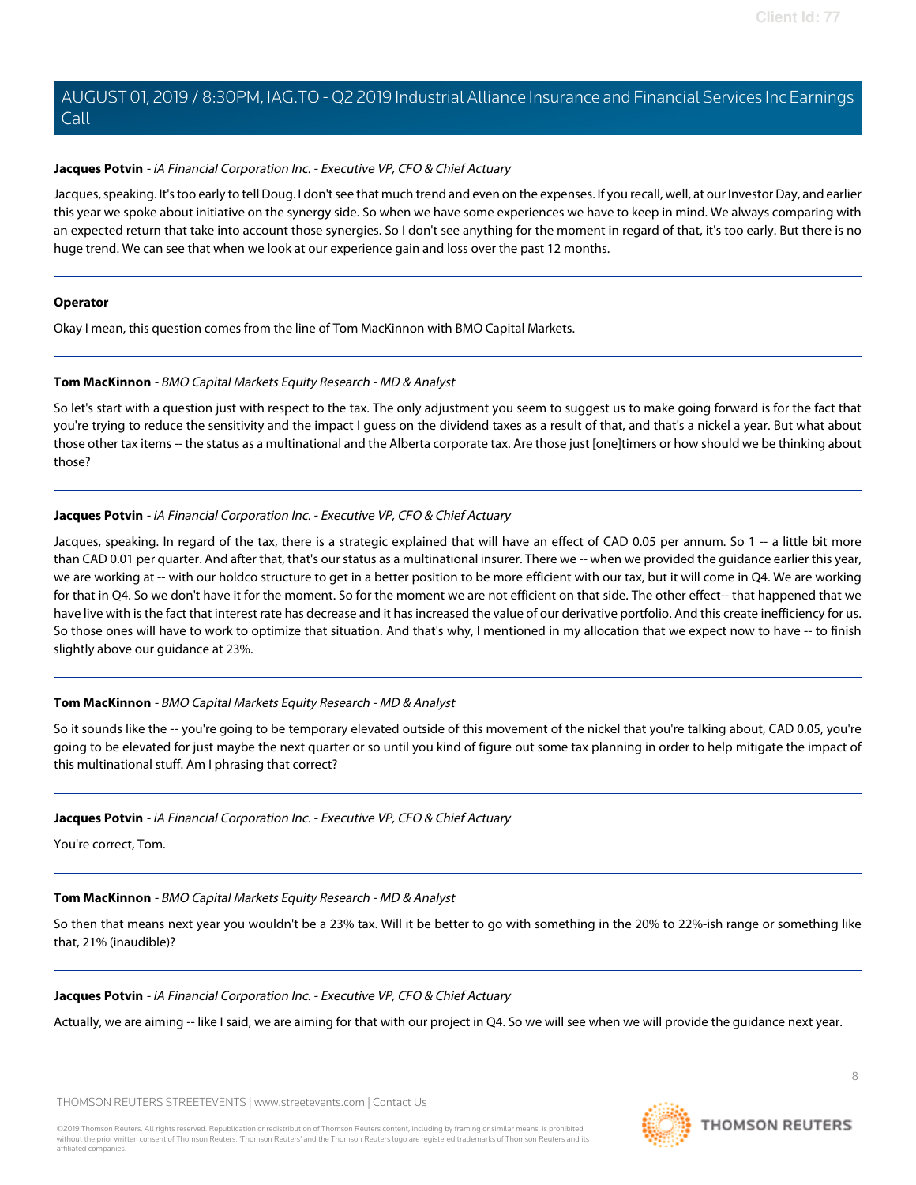**Jacques Potvin** - *iA Financial Corporation Inc. - Executive VP, CFO & Chief Actuary*

Jacques, speaking. It's too early to tell Doug. I don't see that much trend and even on the expenses. If you recall, well, at our Investor Day, and earlier this year we spoke about initiative on the synergy side. So when we have some experiences we have to keep in mind. We always comparing with an expected return that take into account those synergies. So I don't see anything for the moment in regard of that, it's too early. But there is no huge trend. We can see that when we look at our experience gain and loss over the past 12 months.

---

**Operator**

Okay I mean, this question comes from the line of Tom MacKinnon with BMO Capital Markets.

---

**Tom MacKinnon** - *BMO Capital Markets Equity Research - MD & Analyst*

So let's start with a question just with respect to the tax. The only adjustment you seem to suggest us to make going forward is for the fact that you're trying to reduce the sensitivity and the impact I guess on the dividend taxes as a result of that, and that's a nickel a year. But what about those other tax items -- the status as a multinational and the Alberta corporate tax. Are those just [one]timers or how should we be thinking about those?

---

**Jacques Potvin** - *iA Financial Corporation Inc. - Executive VP, CFO & Chief Actuary*

Jacques, speaking. In regard of the tax, there is a strategic explained that will have an effect of CAD 0.05 per annum. So 1 -- a little bit more than CAD 0.01 per quarter. And after that, that's our status as a multinational insurer. There we -- when we provided the guidance earlier this year, we are working at -- with our holdco structure to get in a better position to be more efficient with our tax, but it will come in Q4. We are working for that in Q4. So we don't have it for the moment. So for the moment we are not efficient on that side. The other effect-- that happened that we have live with is the fact that interest rate has decrease and it has increased the value of our derivative portfolio. And this create inefficiency for us. So those ones will have to work to optimize that situation. And that's why, I mentioned in my allocation that we expect now to have -- to finish slightly above our guidance at 23%.

---

**Tom MacKinnon** - *BMO Capital Markets Equity Research - MD & Analyst*

So it sounds like the -- you're going to be temporary elevated outside of this movement of the nickel that you're talking about, CAD 0.05, you're going to be elevated for just maybe the next quarter or so until you kind of figure out some tax planning in order to help mitigate the impact of this multinational stuff. Am I phrasing that correct?

---

**Jacques Potvin** - *iA Financial Corporation Inc. - Executive VP, CFO & Chief Actuary*

You're correct, Tom.

---

**Tom MacKinnon** - *BMO Capital Markets Equity Research - MD & Analyst*

So then that means next year you wouldn't be a 23% tax. Will it be better to go with something in the 20% to 22%-ish range or something like that, 21% (inaudible)?

---

**Jacques Potvin** - *iA Financial Corporation Inc. - Executive VP, CFO & Chief Actuary*

Actually, we are aiming -- like I said, we are aiming for that with our project in Q4. So we will see when we will provide the guidance next year.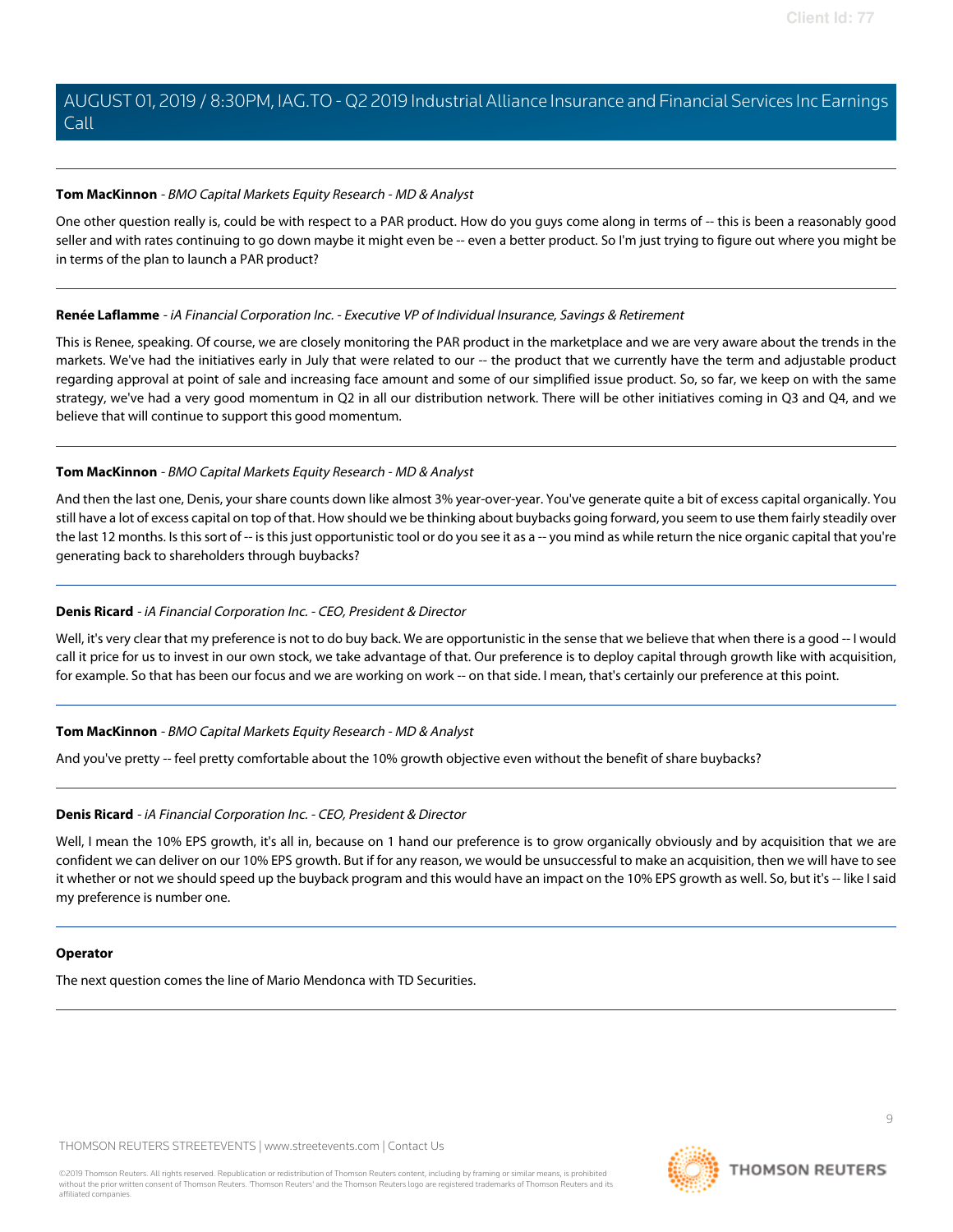**Tom MacKinnon** - *BMO Capital Markets Equity Research - MD & Analyst*

One other question really is, could be with respect to a PAR product. How do you guys come along in terms of -- this is been a reasonably good seller and with rates continuing to go down maybe it might even be -- even a better product. So I'm just trying to figure out where you might be in terms of the plan to launch a PAR product?

**Renée Laflamme** - *iA Financial Corporation Inc. - Executive VP of Individual Insurance, Savings & Retirement*

This is Renee, speaking. Of course, we are closely monitoring the PAR product in the marketplace and we are very aware about the trends in the markets. We've had the initiatives early in July that were related to our -- the product that we currently have the term and adjustable product regarding approval at point of sale and increasing face amount and some of our simplified issue product. So, so far, we keep on with the same strategy, we've had a very good momentum in Q2 in all our distribution network. There will be other initiatives coming in Q3 and Q4, and we believe that will continue to support this good momentum.

**Tom MacKinnon** - *BMO Capital Markets Equity Research - MD & Analyst*

And then the last one, Denis, your share counts down like almost 3% year-over-year. You've generate quite a bit of excess capital organically. You still have a lot of excess capital on top of that. How should we be thinking about buybacks going forward, you seem to use them fairly steadily over the last 12 months. Is this sort of -- is this just opportunistic tool or do you see it as a -- you mind as while return the nice organic capital that you're generating back to shareholders through buybacks?

**Denis Ricard** - *iA Financial Corporation Inc. - CEO, President & Director*

Well, it's very clear that my preference is not to do buy back. We are opportunistic in the sense that we believe that when there is a good -- I would call it price for us to invest in our own stock, we take advantage of that. Our preference is to deploy capital through growth like with acquisition, for example. So that has been our focus and we are working on work -- on that side. I mean, that's certainly our preference at this point.

**Tom MacKinnon** - *BMO Capital Markets Equity Research - MD & Analyst*

And you've pretty -- feel pretty comfortable about the 10% growth objective even without the benefit of share buybacks?

**Denis Ricard** - *iA Financial Corporation Inc. - CEO, President & Director*

Well, I mean the 10% EPS growth, it's all in, because on 1 hand our preference is to grow organically obviously and by acquisition that we are confident we can deliver on our 10% EPS growth. But if for any reason, we would be unsuccessful to make an acquisition, then we will have to see it whether or not we should speed up the buyback program and this would have an impact on the 10% EPS growth as well. So, but it's -- like I said my preference is number one.

**Operator**

The next question comes the line of Mario Mendonca with TD Securities.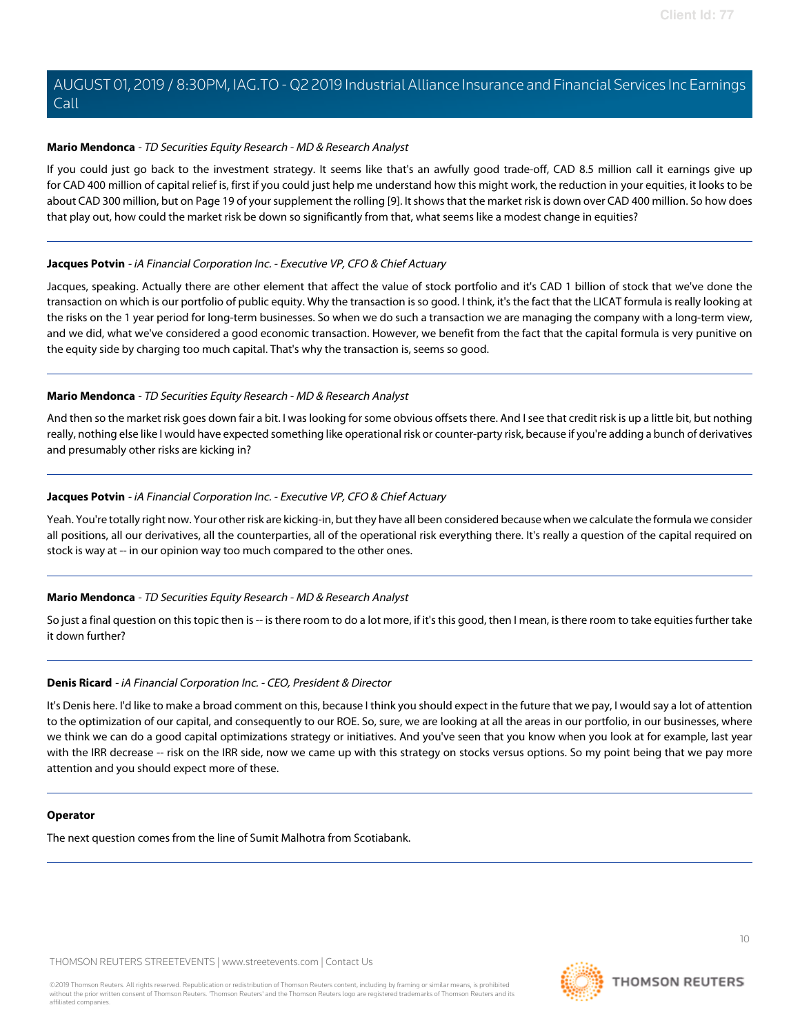**Mario Mendonca** - *TD Securities Equity Research - MD & Research Analyst*

If you could just go back to the investment strategy. It seems like that's an awfully good trade-off, CAD 8.5 million call it earnings give up for CAD 400 million of capital relief is, first if you could just help me understand how this might work, the reduction in your equities, it looks to be about CAD 300 million, but on Page 19 of your supplement the rolling [9]. It shows that the market risk is down over CAD 400 million. So how does that play out, how could the market risk be down so significantly from that, what seems like a modest change in equities?

---

**Jacques Potvin** - *iA Financial Corporation Inc. - Executive VP, CFO & Chief Actuary*

Jacques, speaking. Actually there are other element that affect the value of stock portfolio and it's CAD 1 billion of stock that we've done the transaction on which is our portfolio of public equity. Why the transaction is so good. I think, it's the fact that the LICAT formula is really looking at the risks on the 1 year period for long-term businesses. So when we do such a transaction we are managing the company with a long-term view, and we did, what we've considered a good economic transaction. However, we benefit from the fact that the capital formula is very punitive on the equity side by charging too much capital. That's why the transaction is, seems so good.

---

**Mario Mendonca** - *TD Securities Equity Research - MD & Research Analyst*

And then so the market risk goes down fair a bit. I was looking for some obvious offsets there. And I see that credit risk is up a little bit, but nothing really, nothing else like I would have expected something like operational risk or counter-party risk, because if you're adding a bunch of derivatives and presumably other risks are kicking in?

---

**Jacques Potvin** - *iA Financial Corporation Inc. - Executive VP, CFO & Chief Actuary*

Yeah. You're totally right now. Your other risk are kicking-in, but they have all been considered because when we calculate the formula we consider all positions, all our derivatives, all the counterparties, all of the operational risk everything there. It's really a question of the capital required on stock is way at -- in our opinion way too much compared to the other ones.

---

**Mario Mendonca** - *TD Securities Equity Research - MD & Research Analyst*

So just a final question on this topic then is -- is there room to do a lot more, if it's this good, then I mean, is there room to take equities further take it down further?

---

**Denis Ricard** - *iA Financial Corporation Inc. - CEO, President & Director*

It's Denis here. I'd like to make a broad comment on this, because I think you should expect in the future that we pay, I would say a lot of attention to the optimization of our capital, and consequently to our ROE. So, sure, we are looking at all the areas in our portfolio, in our businesses, where we think we can do a good capital optimizations strategy or initiatives. And you've seen that you know when you look at for example, last year with the IRR decrease -- risk on the IRR side, now we came up with this strategy on stocks versus options. So my point being that we pay more attention and you should expect more of these.

---

**Operator**

The next question comes from the line of Sumit Malhotra from Scotiabank.

---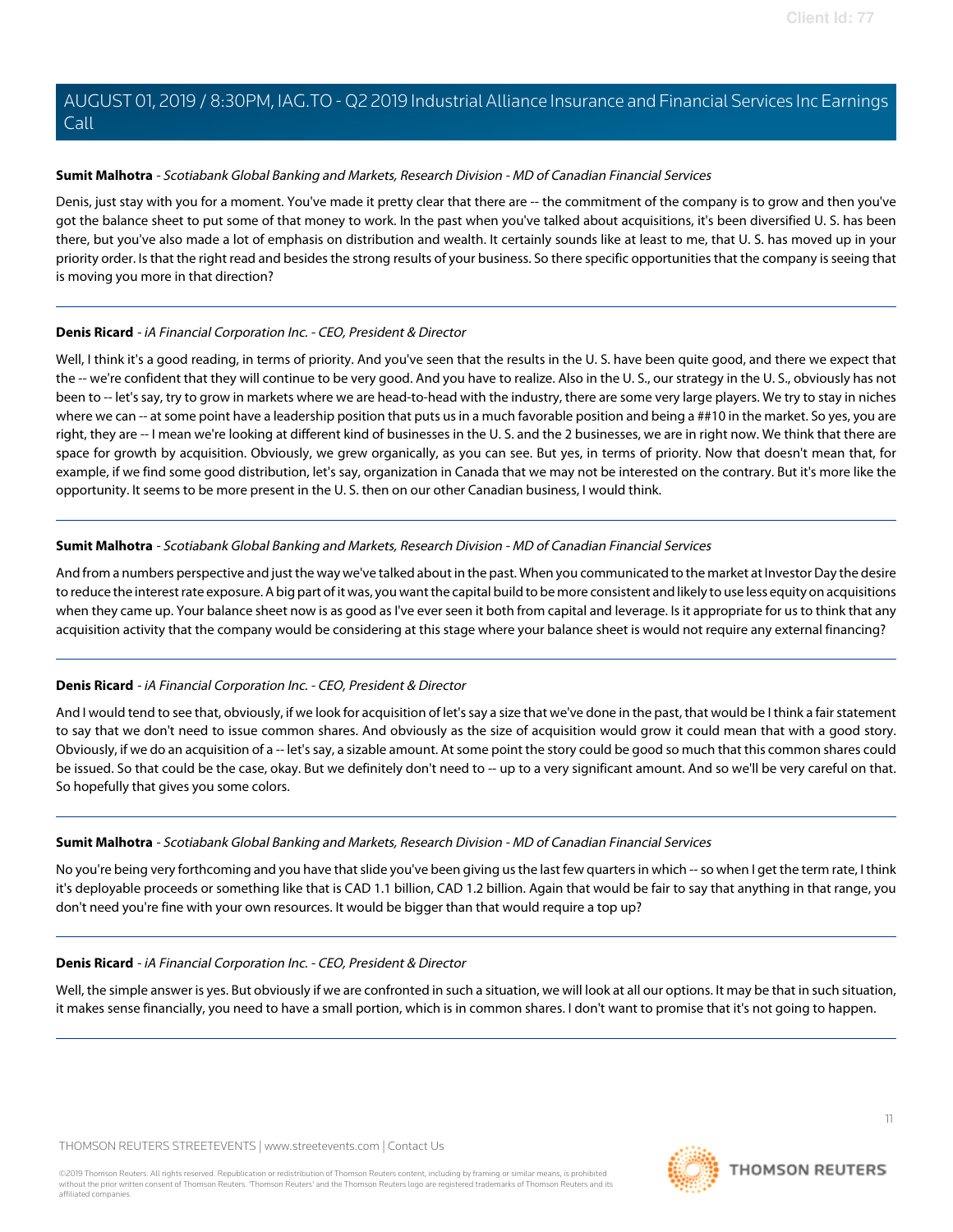**Sumit Malhotra** - *Scotiabank Global Banking and Markets, Research Division - MD of Canadian Financial Services*

Denis, just stay with you for a moment. You've made it pretty clear that there are -- the commitment of the company is to grow and then you've got the balance sheet to put some of that money to work. In the past when you've talked about acquisitions, it's been diversified U. S. has been there, but you've also made a lot of emphasis on distribution and wealth. It certainly sounds like at least to me, that U. S. has moved up in your priority order. Is that the right read and besides the strong results of your business. So there specific opportunities that the company is seeing that is moving you more in that direction?

---

**Denis Ricard** - *iA Financial Corporation Inc. - CEO, President & Director*

Well, I think it's a good reading, in terms of priority. And you've seen that the results in the U. S. have been quite good, and there we expect that the -- we're confident that they will continue to be very good. And you have to realize. Also in the U. S., our strategy in the U. S., obviously has not been to -- let's say, try to grow in markets where we are head-to-head with the industry, there are some very large players. We try to stay in niches where we can -- at some point have a leadership position that puts us in a much favorable position and being a ##10 in the market. So yes, you are right, they are -- I mean we're looking at different kind of businesses in the U. S. and the 2 businesses, we are in right now. We think that there are space for growth by acquisition. Obviously, we grew organically, as you can see. But yes, in terms of priority. Now that doesn't mean that, for example, if we find some good distribution, let's say, organization in Canada that we may not be interested on the contrary. But it's more like the opportunity. It seems to be more present in the U. S. then on our other Canadian business, I would think.

---

**Sumit Malhotra** - *Scotiabank Global Banking and Markets, Research Division - MD of Canadian Financial Services*

And from a numbers perspective and just the way we've talked about in the past. When you communicated to the market at Investor Day the desire to reduce the interest rate exposure. A big part of it was, you want the capital build to be more consistent and likely to use less equity on acquisitions when they came up. Your balance sheet now is as good as I've ever seen it both from capital and leverage. Is it appropriate for us to think that any acquisition activity that the company would be considering at this stage where your balance sheet is would not require any external financing?

---

**Denis Ricard** - *iA Financial Corporation Inc. - CEO, President & Director*

And I would tend to see that, obviously, if we look for acquisition of let's say a size that we've done in the past, that would be I think a fair statement to say that we don't need to issue common shares. And obviously as the size of acquisition would grow it could mean that with a good story. Obviously, if we do an acquisition of a -- let's say, a sizable amount. At some point the story could be good so much that this common shares could be issued. So that could be the case, okay. But we definitely don't need to -- up to a very significant amount. And so we'll be very careful on that. So hopefully that gives you some colors.

---

**Sumit Malhotra** - *Scotiabank Global Banking and Markets, Research Division - MD of Canadian Financial Services*

No you're being very forthcoming and you have that slide you've been giving us the last few quarters in which -- so when I get the term rate, I think it's deployable proceeds or something like that is CAD 1.1 billion, CAD 1.2 billion. Again that would be fair to say that anything in that range, you don't need you're fine with your own resources. It would be bigger than that would require a top up?

---

**Denis Ricard** - *iA Financial Corporation Inc. - CEO, President & Director*

Well, the simple answer is yes. But obviously if we are confronted in such a situation, we will look at all our options. It may be that in such situation, it makes sense financially, you need to have a small portion, which is in common shares. I don't want to promise that it's not going to happen.

---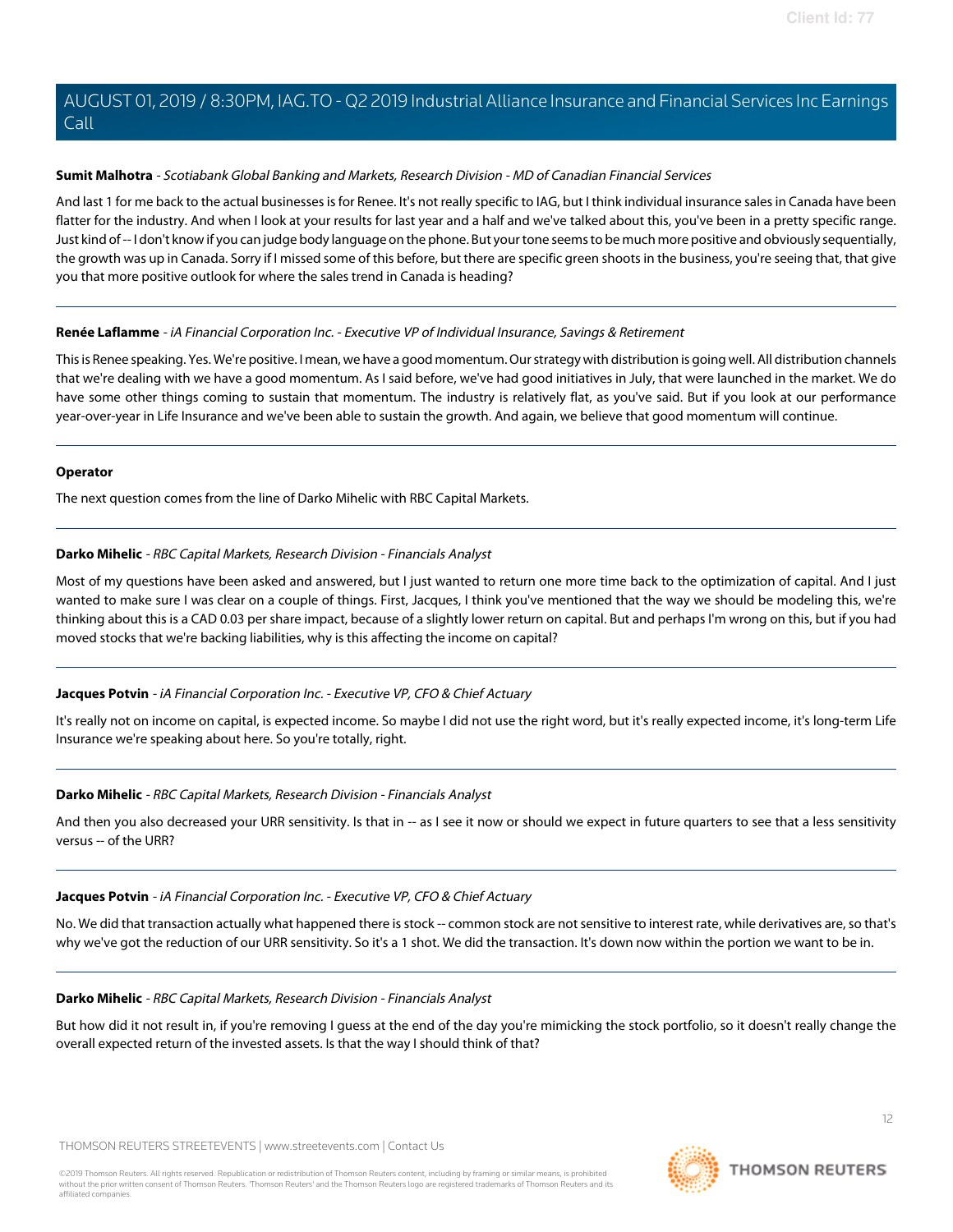**Sumit Malhotra** - *Scotiabank Global Banking and Markets, Research Division - MD of Canadian Financial Services*

And last 1 for me back to the actual businesses is for Renee. It's not really specific to IAG, but I think individual insurance sales in Canada have been flatter for the industry. And when I look at your results for last year and a half and we've talked about this, you've been in a pretty specific range. Just kind of -- I don't know if you can judge body language on the phone. But your tone seems to be much more positive and obviously sequentially, the growth was up in Canada. Sorry if I missed some of this before, but there are specific green shoots in the business, you're seeing that, that give you that more positive outlook for where the sales trend in Canada is heading?

**Renée Laflamme** - *iA Financial Corporation Inc. - Executive VP of Individual Insurance, Savings & Retirement*

This is Renee speaking. Yes. We're positive. I mean, we have a good momentum. Our strategy with distribution is going well. All distribution channels that we're dealing with we have a good momentum. As I said before, we've had good initiatives in July, that were launched in the market. We do have some other things coming to sustain that momentum. The industry is relatively flat, as you've said. But if you look at our performance year-over-year in Life Insurance and we've been able to sustain the growth. And again, we believe that good momentum will continue.

**Operator**

The next question comes from the line of Darko Mihelic with RBC Capital Markets.

**Darko Mihelic** - *RBC Capital Markets, Research Division - Financials Analyst*

Most of my questions have been asked and answered, but I just wanted to return one more time back to the optimization of capital. And I just wanted to make sure I was clear on a couple of things. First, Jacques, I think you've mentioned that the way we should be modeling this, we're thinking about this is a CAD 0.03 per share impact, because of a slightly lower return on capital. But and perhaps I'm wrong on this, but if you had moved stocks that we're backing liabilities, why is this affecting the income on capital?

**Jacques Potvin** - *iA Financial Corporation Inc. - Executive VP, CFO & Chief Actuary*

It's really not on income on capital, is expected income. So maybe I did not use the right word, but it's really expected income, it's long-term Life Insurance we're speaking about here. So you're totally, right.

**Darko Mihelic** - *RBC Capital Markets, Research Division - Financials Analyst*

And then you also decreased your URR sensitivity. Is that in -- as I see it now or should we expect in future quarters to see that a less sensitivity versus -- of the URR?

**Jacques Potvin** - *iA Financial Corporation Inc. - Executive VP, CFO & Chief Actuary*

No. We did that transaction actually what happened there is stock -- common stock are not sensitive to interest rate, while derivatives are, so that's why we've got the reduction of our URR sensitivity. So it's a 1 shot. We did the transaction. It's down now within the portion we want to be in.

**Darko Mihelic** - *RBC Capital Markets, Research Division - Financials Analyst*

But how did it not result in, if you're removing I guess at the end of the day you're mimicking the stock portfolio, so it doesn't really change the overall expected return of the invested assets. Is that the way I should think of that?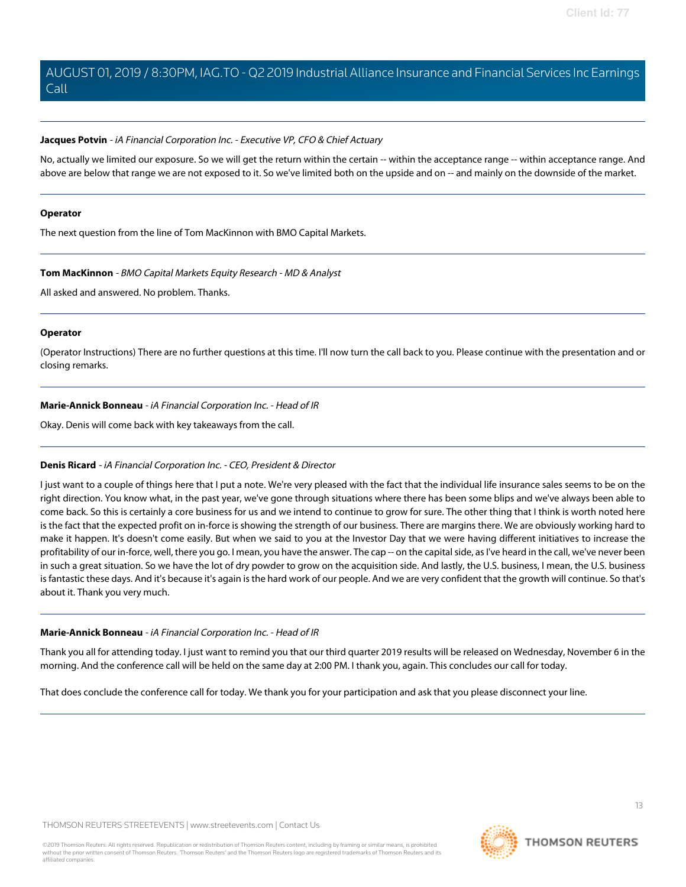**Jacques Potvin** - *iA Financial Corporation Inc. - Executive VP, CFO & Chief Actuary*

No, actually we limited our exposure. So we will get the return within the certain -- within the acceptance range -- within acceptance range. And above are below that range we are not exposed to it. So we've limited both on the upside and on -- and mainly on the downside of the market.

---

**Operator**

The next question from the line of Tom MacKinnon with BMO Capital Markets.

---

**Tom MacKinnon** - *BMO Capital Markets Equity Research - MD & Analyst*

All asked and answered. No problem. Thanks.

---

**Operator**

(Operator Instructions) There are no further questions at this time. I'll now turn the call back to you. Please continue with the presentation and or closing remarks.

---

**Marie-Annick Bonneau** - *iA Financial Corporation Inc. - Head of IR*

Okay. Denis will come back with key takeaways from the call.

---

**Denis Ricard** - *iA Financial Corporation Inc. - CEO, President & Director*

I just want to a couple of things here that I put a note. We're very pleased with the fact that the individual life insurance sales seems to be on the right direction. You know what, in the past year, we've gone through situations where there has been some blips and we've always been able to come back. So this is certainly a core business for us and we intend to continue to grow for sure. The other thing that I think is worth noted here is the fact that the expected profit on in-force is showing the strength of our business. There are margins there. We are obviously working hard to make it happen. It's doesn't come easily. But when we said to you at the Investor Day that we were having different initiatives to increase the profitability of our in-force, well, there you go. I mean, you have the answer. The cap -- on the capital side, as I've heard in the call, we've never been in such a great situation. So we have the lot of dry powder to grow on the acquisition side. And lastly, the U.S. business, I mean, the U.S. business is fantastic these days. And it's because it's again is the hard work of our people. And we are very confident that the growth will continue. So that's about it. Thank you very much.

---

**Marie-Annick Bonneau** - *iA Financial Corporation Inc. - Head of IR*

Thank you all for attending today. I just want to remind you that our third quarter 2019 results will be released on Wednesday, November 6 in the morning. And the conference call will be held on the same day at 2:00 PM. I thank you, again. This concludes our call for today.

That does conclude the conference call for today. We thank you for your participation and ask that you please disconnect your line.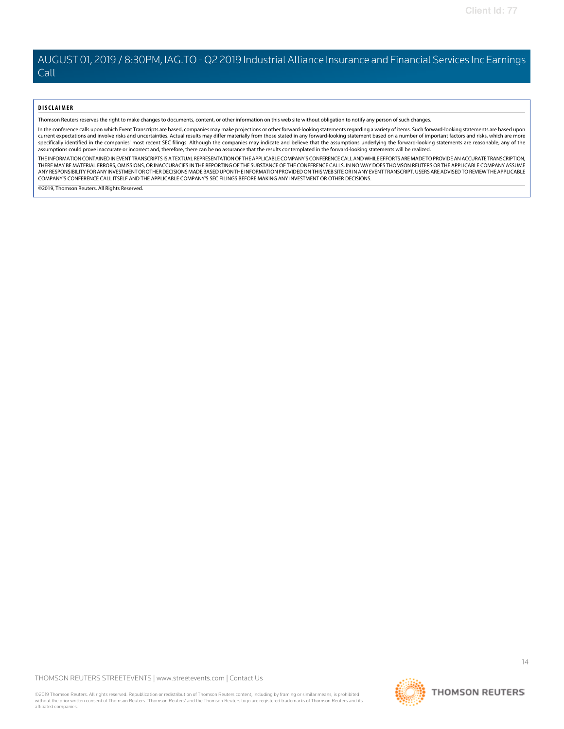## DISCLAIMER

Thomson Reuters reserves the right to make changes to documents, content, or other information on this web site without obligation to notify any person of such changes.

In the conference calls upon which Event Transcripts are based, companies may make projections or other forward-looking statements regarding a variety of items. Such forward-looking statements are based upon current expectations and involve risks and uncertainties. Actual results may differ materially from those stated in any forward-looking statement based on a number of important factors and risks, which are more specifically identified in the companies' most recent SEC filings. Although the companies may indicate and believe that the assumptions underlying the forward-looking statements are reasonable, any of the assumptions could prove inaccurate or incorrect and, therefore, there can be no assurance that the results contemplated in the forward-looking statements will be realized.

THE INFORMATION CONTAINED IN EVENT TRANSCRIPTS IS A TEXTUAL REPRESENTATION OF THE APPLICABLE COMPANY'S CONFERENCE CALL AND WHILE EFFORTS ARE MADE TO PROVIDE AN ACCURATE TRANSCRIPTION, THERE MAY BE MATERIAL ERRORS, OMISSIONS, OR INACCURACIES IN THE REPORTING OF THE SUBSTANCE OF THE CONFERENCE CALLS. IN NO WAY DOES THOMSON REUTERS OR THE APPLICABLE COMPANY ASSUME ANY RESPONSIBILITY FOR ANY INVESTMENT OR OTHER DECISIONS MADE BASED UPON THE INFORMATION PROVIDED ON THIS WEB SITE OR IN ANY EVENT TRANSCRIPT. USERS ARE ADVISED TO REVIEW THE APPLICABLE COMPANY'S CONFERENCE CALL ITSELF AND THE APPLICABLE COMPANY'S SEC FILINGS BEFORE MAKING ANY INVESTMENT OR OTHER DECISIONS.

©2019, Thomson Reuters. All Rights Reserved.